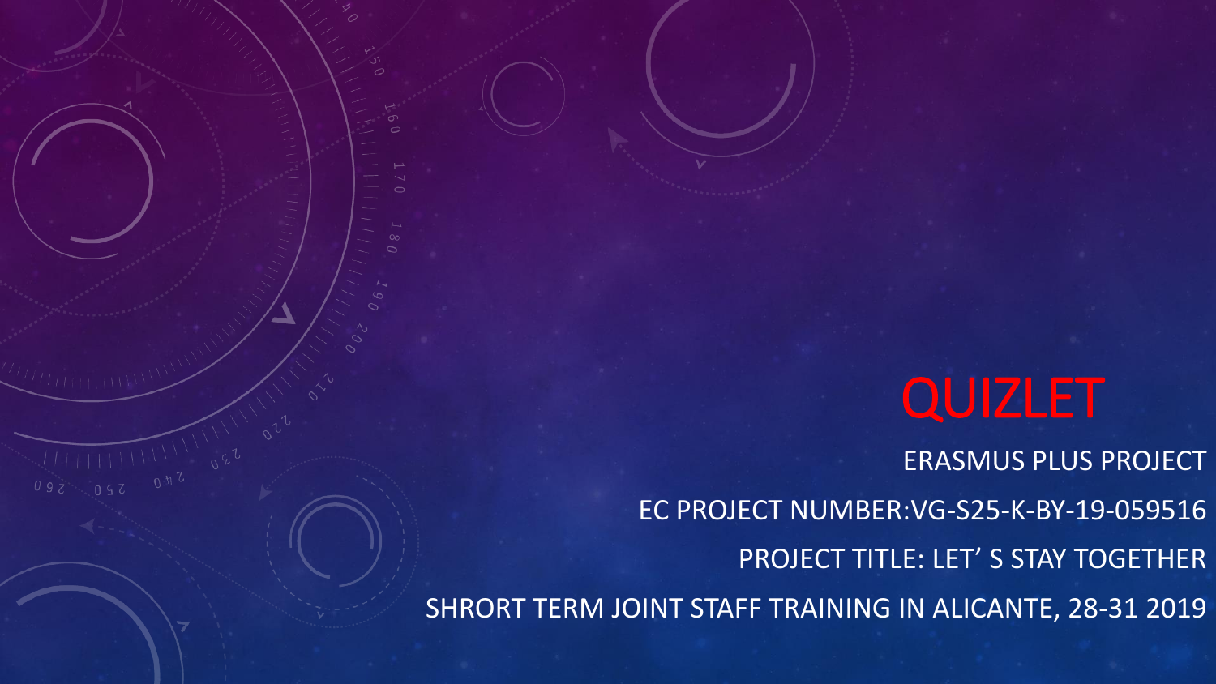# QUIZLET

ERASMUS PLUS PROJECT

EC PROJECT NUMBER:VG-S25-K-BY-19-059516

PROJECT TITLE: LET' S STAY TOGETHER

SHRORT TERM JOINT STAFF TRAINING IN ALICANTE, 28-31 2019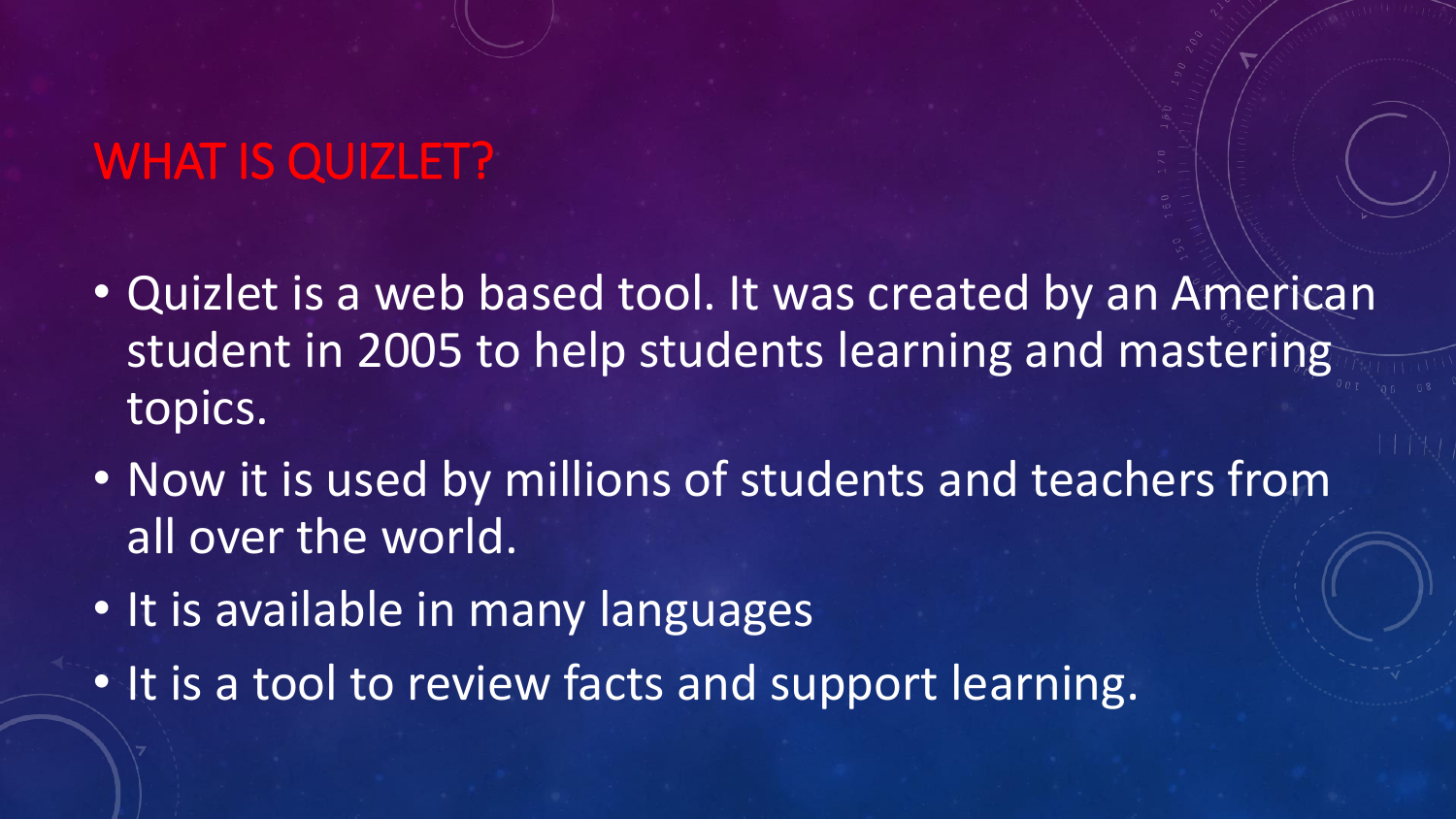# WHAT IS QUIZLET?

- Quizlet is a web based tool. It was created by an American student in 2005 to help students learning and mastering topics.
- Now it is used by millions of students and teachers from all over the world.
- It is available in many languages
- It is a tool to review facts and support learning.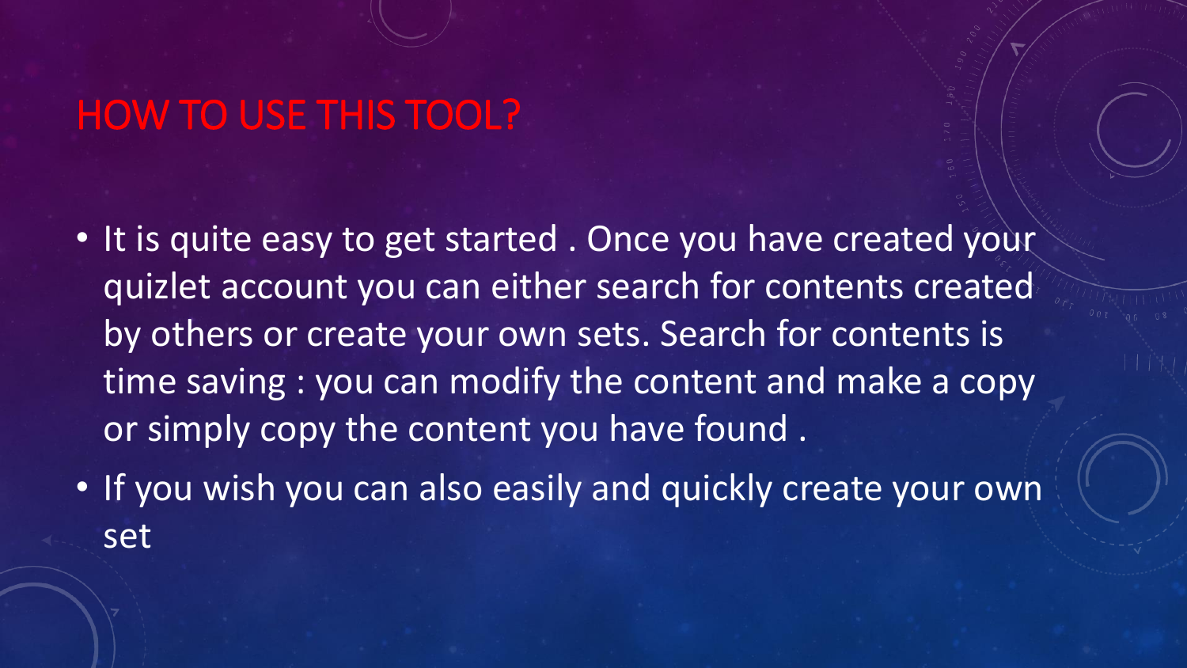# HOW TO USE THIS TOOL?

- It is quite easy to get started . Once you have created your quizlet account you can either search for contents created by others or create your own sets. Search for contents is time saving : you can modify the content and make a copy or simply copy the content you have found .
- If you wish you can also easily and quickly create your own set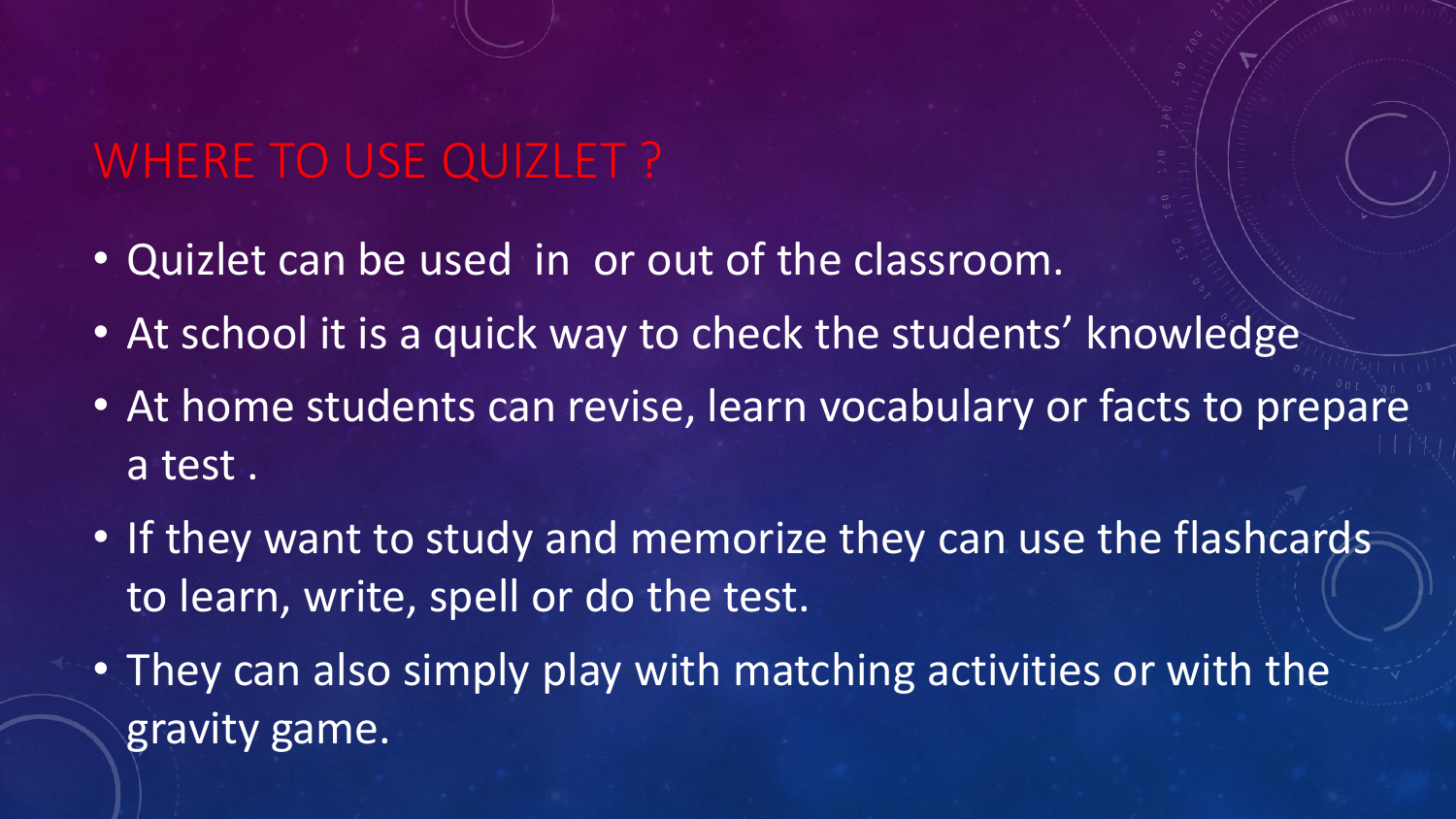# WHERE TO USE QUIZLET ?

- Quizlet can be used in or out of the classroom.
- At school it is a quick way to check the students' knowledge
- At home students can revise, learn vocabulary or facts to prepare a test .
- If they want to study and memorize they can use the flashcards to learn, write, spell or do the test.
- They can also simply play with matching activities or with the gravity game.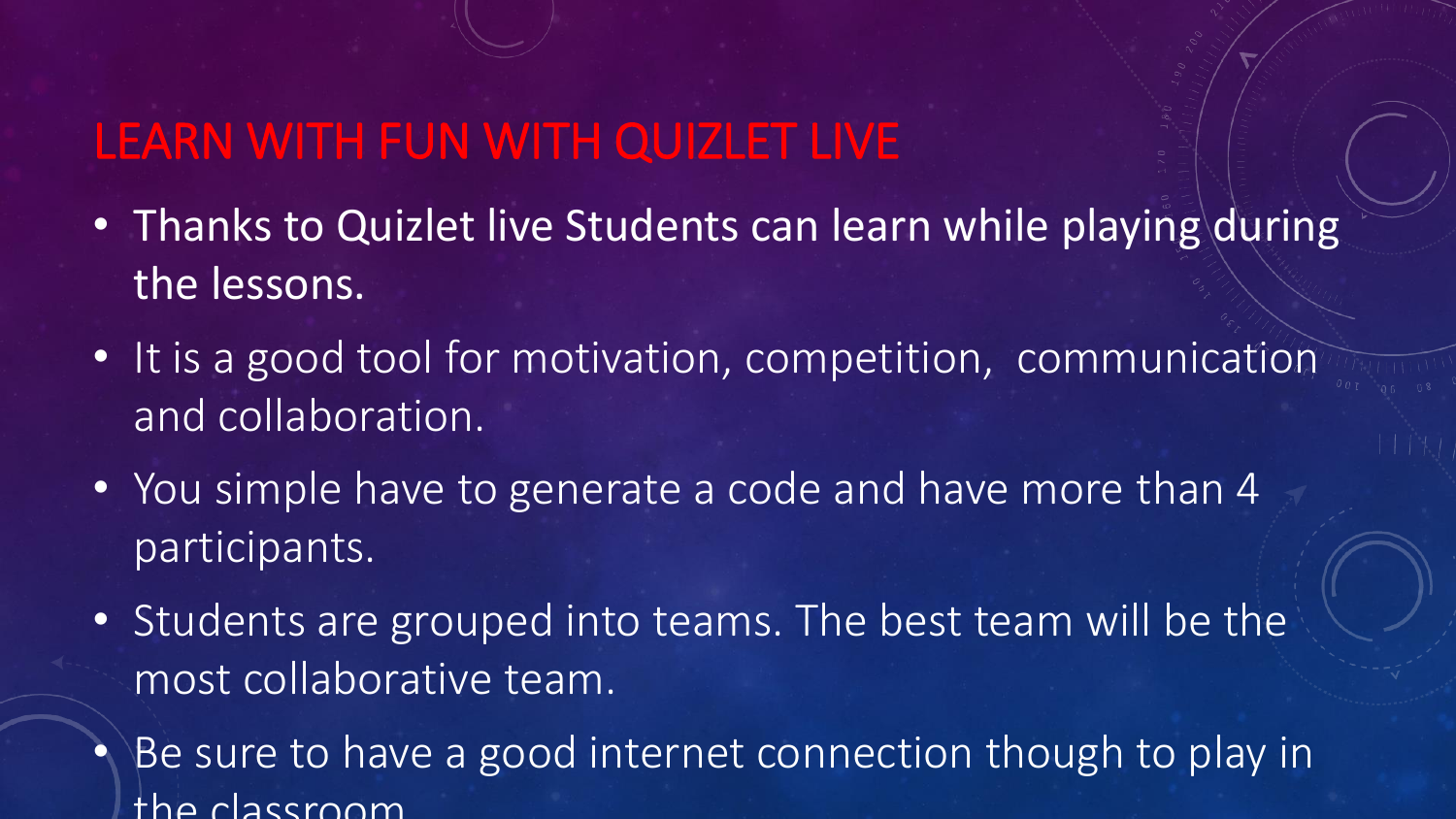# LEARN WITH FUN WITH QUIZLET LIVE

- Thanks to Quizlet live Students can learn while playing during the lessons.
- It is a good tool for motivation, competition, communication and collaboration.
- You simple have to generate a code and have more than 4 participants.
- Students are grouped into teams. The best team will be the most collaborative team.
- Be sure to have a good internet connection though to play in the classroom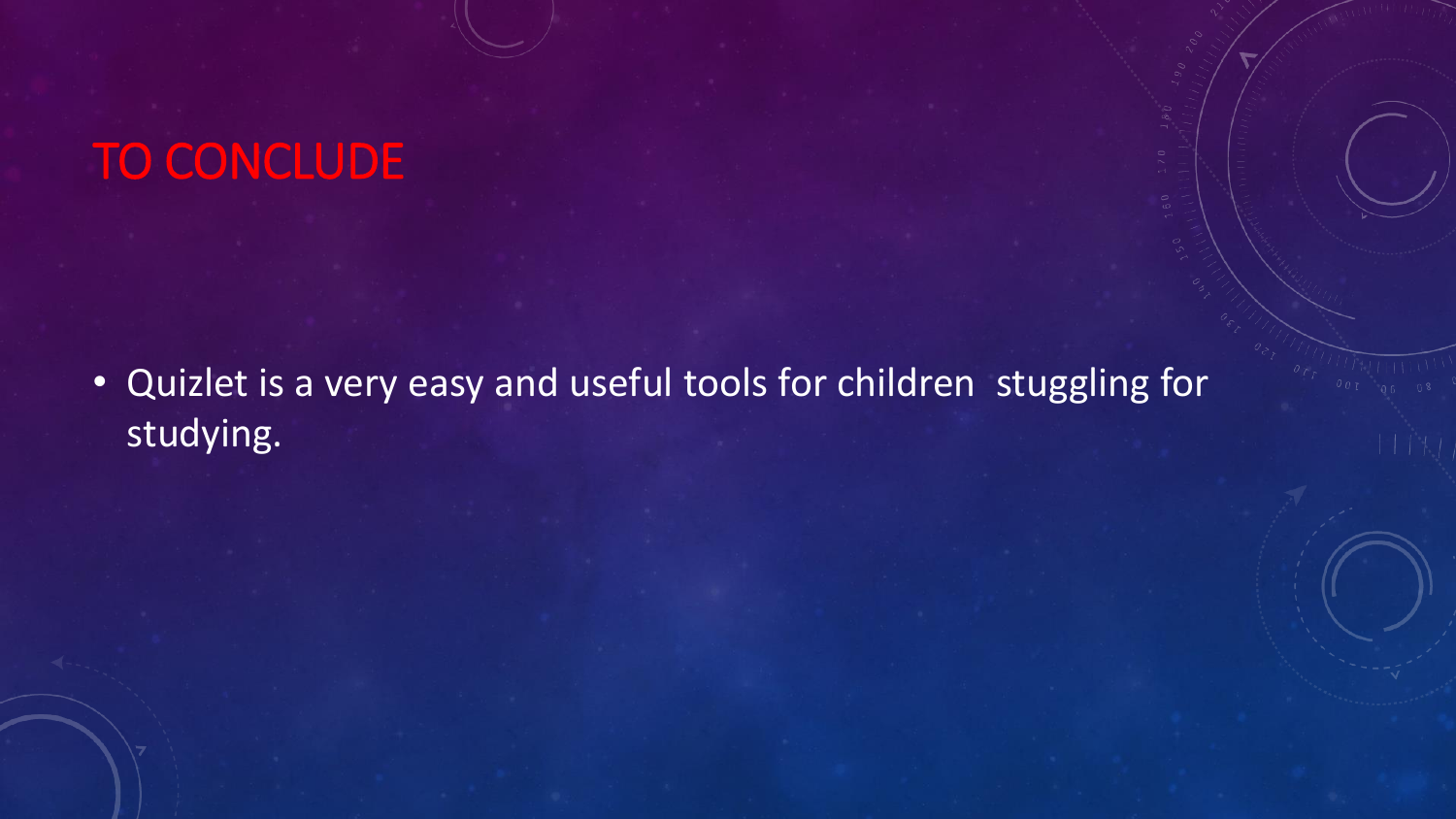# TO CONCLUDE

- Quizlet is a very easy and useful tools for children  stuggling for studying.